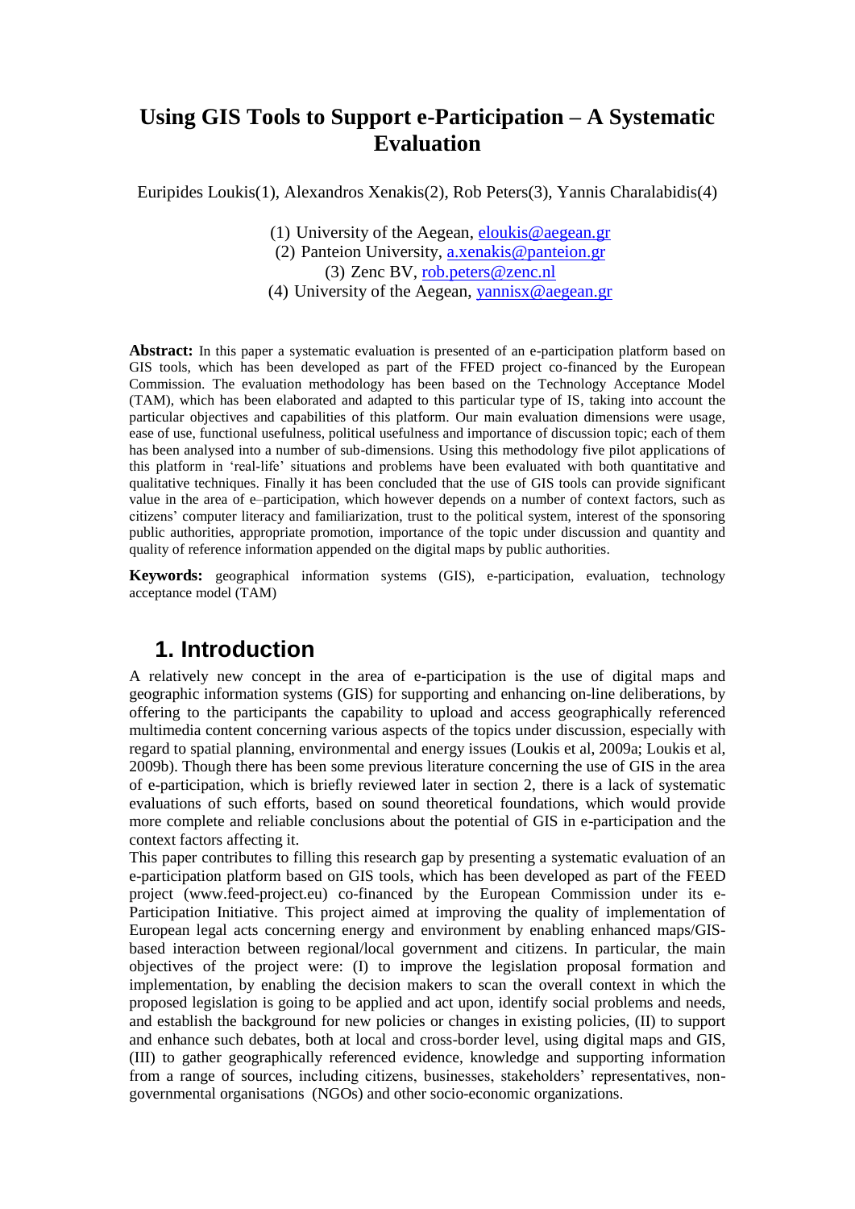# Using GIS Tools to Support e-Participation – A Systematic Evaluation

Euripides Loukis(1), Alexandros Xenakis(2), Rob Peters(3), Yannis Charalabidis(4)

(1) University of the Aegean, eloukis@aegean.gr
(2) Panteion University, a.xenakis@panteion.gr
(3) Zenc BV, rob.peters@zenc.nl
(4) University of the Aegean, yannisx@aegean.gr

**Abstract:** In this paper a systematic evaluation is presented of an e-participation platform based on GIS tools, which has been developed as part of the FFED project co-financed by the European Commission. The evaluation methodology has been based on the Technology Acceptance Model (TAM), which has been elaborated and adapted to this particular type of IS, taking into account the particular objectives and capabilities of this platform. Our main evaluation dimensions were usage, ease of use, functional usefulness, political usefulness and importance of discussion topic; each of them has been analysed into a number of sub-dimensions. Using this methodology five pilot applications of this platform in 'real-life' situations and problems have been evaluated with both quantitative and qualitative techniques. Finally it has been concluded that the use of GIS tools can provide significant value in the area of e–participation, which however depends on a number of context factors, such as citizens' computer literacy and familiarization, trust to the political system, interest of the sponsoring public authorities, appropriate promotion, importance of the topic under discussion and quantity and quality of reference information appended on the digital maps by public authorities.

**Keywords:** geographical information systems (GIS), e-participation, evaluation, technology acceptance model (TAM)

## 1. Introduction

A relatively new concept in the area of e-participation is the use of digital maps and geographic information systems (GIS) for supporting and enhancing on-line deliberations, by offering to the participants the capability to upload and access geographically referenced multimedia content concerning various aspects of the topics under discussion, especially with regard to spatial planning, environmental and energy issues (Loukis et al, 2009a; Loukis et al, 2009b). Though there has been some previous literature concerning the use of GIS in the area of e-participation, which is briefly reviewed later in section 2, there is a lack of systematic evaluations of such efforts, based on sound theoretical foundations, which would provide more complete and reliable conclusions about the potential of GIS in e-participation and the context factors affecting it.

This paper contributes to filling this research gap by presenting a systematic evaluation of an e-participation platform based on GIS tools, which has been developed as part of the FEED project (www.feed-project.eu) co-financed by the European Commission under its e-Participation Initiative. This project aimed at improving the quality of implementation of European legal acts concerning energy and environment by enabling enhanced maps/GIS-based interaction between regional/local government and citizens. In particular, the main objectives of the project were: (I) to improve the legislation proposal formation and implementation, by enabling the decision makers to scan the overall context in which the proposed legislation is going to be applied and act upon, identify social problems and needs, and establish the background for new policies or changes in existing policies, (II) to support and enhance such debates, both at local and cross-border level, using digital maps and GIS, (III) to gather geographically referenced evidence, knowledge and supporting information from a range of sources, including citizens, businesses, stakeholders' representatives, non-governmental organisations (NGOs) and other socio-economic organizations.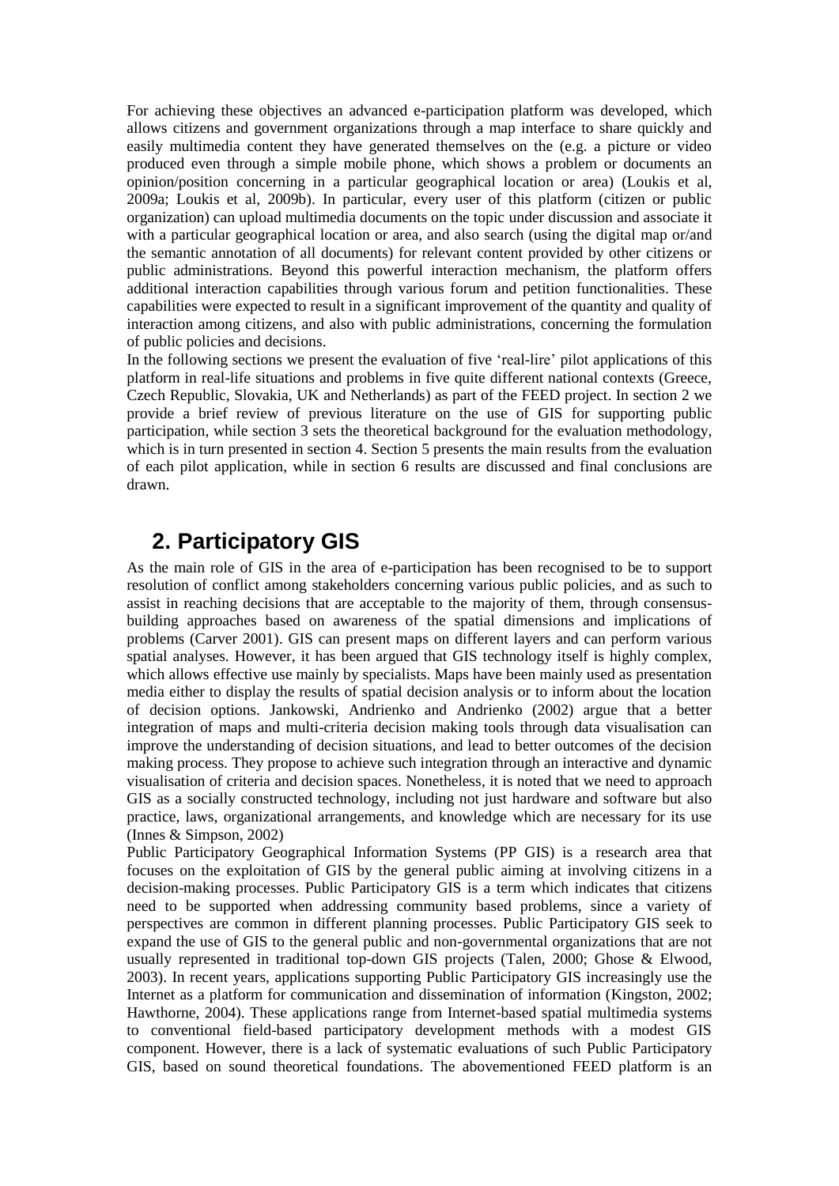For achieving these objectives an advanced e-participation platform was developed, which allows citizens and government organizations through a map interface to share quickly and easily multimedia content they have generated themselves on the (e.g. a picture or video produced even through a simple mobile phone, which shows a problem or documents an opinion/position concerning in a particular geographical location or area) (Loukis et al, 2009a; Loukis et al, 2009b). In particular, every user of this platform (citizen or public organization) can upload multimedia documents on the topic under discussion and associate it with a particular geographical location or area, and also search (using the digital map or/and the semantic annotation of all documents) for relevant content provided by other citizens or public administrations. Beyond this powerful interaction mechanism, the platform offers additional interaction capabilities through various forum and petition functionalities. These capabilities were expected to result in a significant improvement of the quantity and quality of interaction among citizens, and also with public administrations, concerning the formulation of public policies and decisions.

In the following sections we present the evaluation of five 'real-lire' pilot applications of this platform in real-life situations and problems in five quite different national contexts (Greece, Czech Republic, Slovakia, UK and Netherlands) as part of the FEED project. In section 2 we provide a brief review of previous literature on the use of GIS for supporting public participation, while section 3 sets the theoretical background for the evaluation methodology, which is in turn presented in section 4. Section 5 presents the main results from the evaluation of each pilot application, while in section 6 results are discussed and final conclusions are drawn.

## 2. Participatory GIS

As the main role of GIS in the area of e-participation has been recognised to be to support resolution of conflict among stakeholders concerning various public policies, and as such to assist in reaching decisions that are acceptable to the majority of them, through consensus-building approaches based on awareness of the spatial dimensions and implications of problems (Carver 2001). GIS can present maps on different layers and can perform various spatial analyses. However, it has been argued that GIS technology itself is highly complex, which allows effective use mainly by specialists. Maps have been mainly used as presentation media either to display the results of spatial decision analysis or to inform about the location of decision options. Jankowski, Andrienko and Andrienko (2002) argue that a better integration of maps and multi-criteria decision making tools through data visualisation can improve the understanding of decision situations, and lead to better outcomes of the decision making process. They propose to achieve such integration through an interactive and dynamic visualisation of criteria and decision spaces. Nonetheless, it is noted that we need to approach GIS as a socially constructed technology, including not just hardware and software but also practice, laws, organizational arrangements, and knowledge which are necessary for its use (Innes & Simpson, 2002)

Public Participatory Geographical Information Systems (PP GIS) is a research area that focuses on the exploitation of GIS by the general public aiming at involving citizens in a decision-making processes. Public Participatory GIS is a term which indicates that citizens need to be supported when addressing community based problems, since a variety of perspectives are common in different planning processes. Public Participatory GIS seek to expand the use of GIS to the general public and non-governmental organizations that are not usually represented in traditional top-down GIS projects (Talen, 2000; Ghose & Elwood, 2003). In recent years, applications supporting Public Participatory GIS increasingly use the Internet as a platform for communication and dissemination of information (Kingston, 2002; Hawthorne, 2004). These applications range from Internet-based spatial multimedia systems to conventional field-based participatory development methods with a modest GIS component. However, there is a lack of systematic evaluations of such Public Participatory GIS, based on sound theoretical foundations. The abovementioned FEED platform is an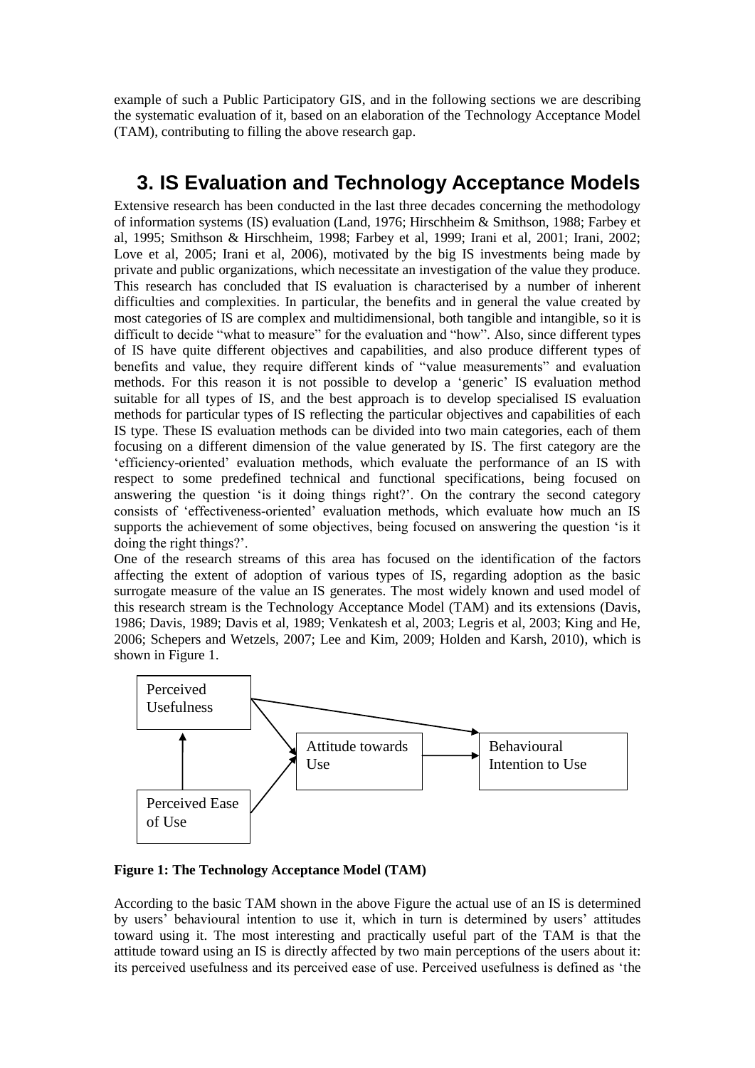example of such a Public Participatory GIS, and in the following sections we are describing the systematic evaluation of it, based on an elaboration of the Technology Acceptance Model (TAM), contributing to filling the above research gap.

# 3. IS Evaluation and Technology Acceptance Models

Extensive research has been conducted in the last three decades concerning the methodology of information systems (IS) evaluation (Land, 1976; Hirschheim & Smithson, 1988; Farbey et al, 1995; Smithson & Hirschheim, 1998; Farbey et al, 1999; Irani et al, 2001; Irani, 2002; Love et al, 2005; Irani et al, 2006), motivated by the big IS investments being made by private and public organizations, which necessitate an investigation of the value they produce. This research has concluded that IS evaluation is characterised by a number of inherent difficulties and complexities. In particular, the benefits and in general the value created by most categories of IS are complex and multidimensional, both tangible and intangible, so it is difficult to decide "what to measure" for the evaluation and "how". Also, since different types of IS have quite different objectives and capabilities, and also produce different types of benefits and value, they require different kinds of "value measurements" and evaluation methods. For this reason it is not possible to develop a 'generic' IS evaluation method suitable for all types of IS, and the best approach is to develop specialised IS evaluation methods for particular types of IS reflecting the particular objectives and capabilities of each IS type. These IS evaluation methods can be divided into two main categories, each of them focusing on a different dimension of the value generated by IS. The first category are the 'efficiency-oriented' evaluation methods, which evaluate the performance of an IS with respect to some predefined technical and functional specifications, being focused on answering the question 'is it doing things right?'. On the contrary the second category consists of 'effectiveness-oriented' evaluation methods, which evaluate how much an IS supports the achievement of some objectives, being focused on answering the question 'is it doing the right things?'.

One of the research streams of this area has focused on the identification of the factors affecting the extent of adoption of various types of IS, regarding adoption as the basic surrogate measure of the value an IS generates. The most widely known and used model of this research stream is the Technology Acceptance Model (TAM) and its extensions (Davis, 1986; Davis, 1989; Davis et al, 1989; Venkatesh et al, 2003; Legris et al, 2003; King and He, 2006; Schepers and Wetzels, 2007; Lee and Kim, 2009; Holden and Karsh, 2010), which is shown in Figure 1.

Perceived Usefulness → Attitude towards Use; Perceived Usefulness → Behavioural Intention to Use; Perceived Ease of Use → Perceived Usefulness; Perceived Ease of Use → Attitude towards Use; Attitude towards Use → Behavioural Intention to Use

**Figure 1: The Technology Acceptance Model (TAM)**

According to the basic TAM shown in the above Figure the actual use of an IS is determined by users' behavioural intention to use it, which in turn is determined by users' attitudes toward using it. The most interesting and practically useful part of the TAM is that the attitude toward using an IS is directly affected by two main perceptions of the users about it: its perceived usefulness and its perceived ease of use. Perceived usefulness is defined as 'the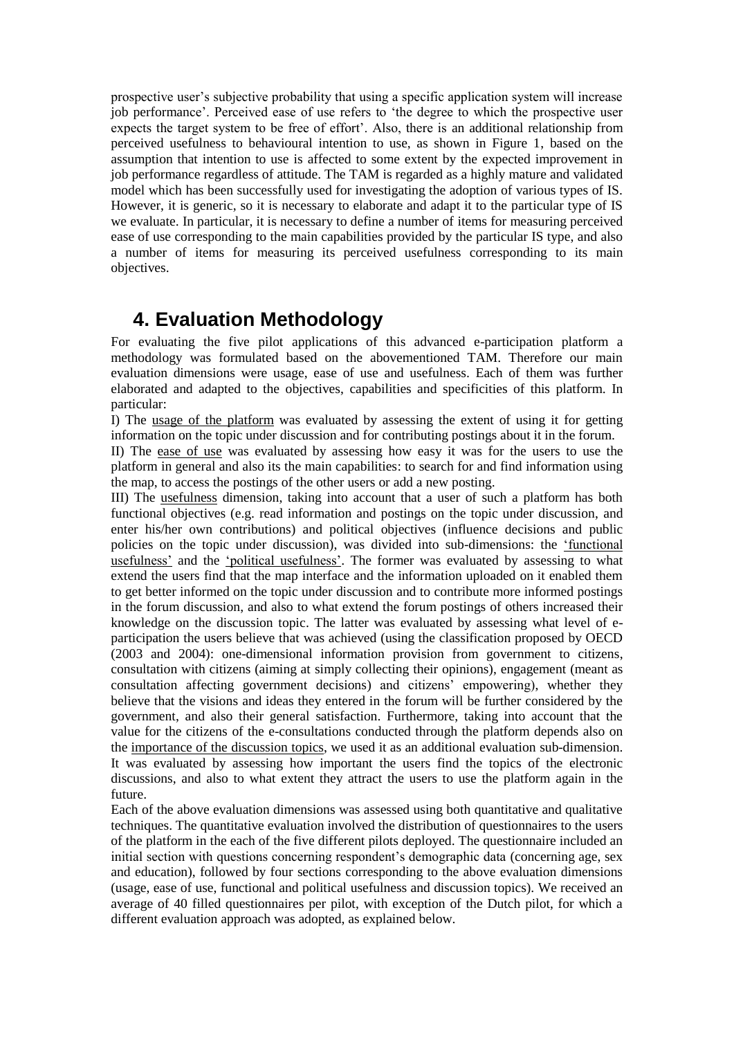prospective user's subjective probability that using a specific application system will increase job performance'. Perceived ease of use refers to 'the degree to which the prospective user expects the target system to be free of effort'. Also, there is an additional relationship from perceived usefulness to behavioural intention to use, as shown in Figure 1, based on the assumption that intention to use is affected to some extent by the expected improvement in job performance regardless of attitude. The TAM is regarded as a highly mature and validated model which has been successfully used for investigating the adoption of various types of IS. However, it is generic, so it is necessary to elaborate and adapt it to the particular type of IS we evaluate. In particular, it is necessary to define a number of items for measuring perceived ease of use corresponding to the main capabilities provided by the particular IS type, and also a number of items for measuring its perceived usefulness corresponding to its main objectives.

# 4. Evaluation Methodology

For evaluating the five pilot applications of this advanced e-participation platform a methodology was formulated based on the abovementioned TAM. Therefore our main evaluation dimensions were usage, ease of use and usefulness. Each of them was further elaborated and adapted to the objectives, capabilities and specificities of this platform. In particular:

I) The <u>usage of the platform</u> was evaluated by assessing the extent of using it for getting information on the topic under discussion and for contributing postings about it in the forum.

II) The <u>ease of use</u> was evaluated by assessing how easy it was for the users to use the platform in general and also its the main capabilities: to search for and find information using the map, to access the postings of the other users or add a new posting.

III) The <u>usefulness</u> dimension, taking into account that a user of such a platform has both functional objectives (e.g. read information and postings on the topic under discussion, and enter his/her own contributions) and political objectives (influence decisions and public policies on the topic under discussion), was divided into sub-dimensions: the <u>'functional usefulness'</u> and the <u>'political usefulness'</u>. The former was evaluated by assessing to what extend the users find that the map interface and the information uploaded on it enabled them to get better informed on the topic under discussion and to contribute more informed postings in the forum discussion, and also to what extend the forum postings of others increased their knowledge on the discussion topic. The latter was evaluated by assessing what level of e-participation the users believe that was achieved (using the classification proposed by OECD (2003 and 2004): one-dimensional information provision from government to citizens, consultation with citizens (aiming at simply collecting their opinions), engagement (meant as consultation affecting government decisions) and citizens' empowering), whether they believe that the visions and ideas they entered in the forum will be further considered by the government, and also their general satisfaction. Furthermore, taking into account that the value for the citizens of the e-consultations conducted through the platform depends also on the <u>importance of the discussion topics</u>, we used it as an additional evaluation sub-dimension. It was evaluated by assessing how important the users find the topics of the electronic discussions, and also to what extent they attract the users to use the platform again in the future.

Each of the above evaluation dimensions was assessed using both quantitative and qualitative techniques. The quantitative evaluation involved the distribution of questionnaires to the users of the platform in the each of the five different pilots deployed. The questionnaire included an initial section with questions concerning respondent's demographic data (concerning age, sex and education), followed by four sections corresponding to the above evaluation dimensions (usage, ease of use, functional and political usefulness and discussion topics). We received an average of 40 filled questionnaires per pilot, with exception of the Dutch pilot, for which a different evaluation approach was adopted, as explained below.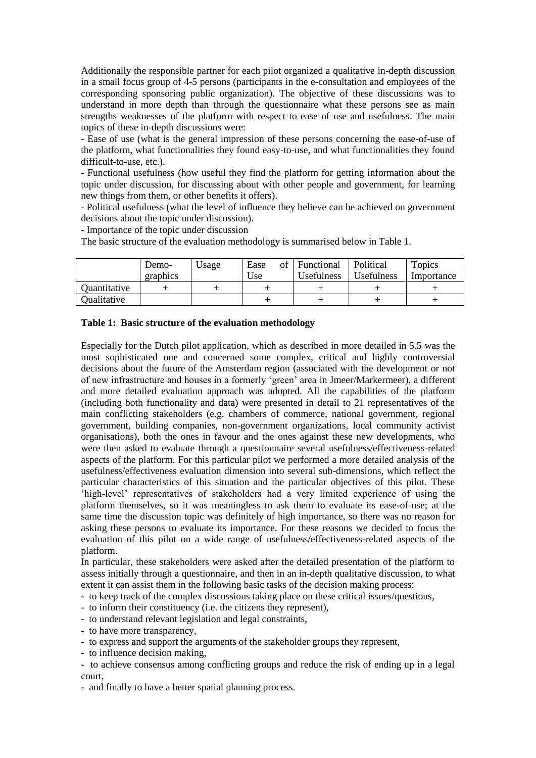Additionally the responsible partner for each pilot organized a qualitative in-depth discussion in a small focus group of 4-5 persons (participants in the e-consultation and employees of the corresponding sponsoring public organization). The objective of these discussions was to understand in more depth than through the questionnaire what these persons see as main strengths weaknesses of the platform with respect to ease of use and usefulness. The main topics of these in-depth discussions were:

- Ease of use (what is the general impression of these persons concerning the ease-of-use of the platform, what functionalities they found easy-to-use, and what functionalities they found difficult-to-use, etc.).
- Functional usefulness (how useful they find the platform for getting information about the topic under discussion, for discussing about with other people and government, for learning new things from them, or other benefits it offers).
- Political usefulness (what the level of influence they believe can be achieved on government decisions about the topic under discussion).
- Importance of the topic under discussion

The basic structure of the evaluation methodology is summarised below in Table 1.

| | Demo-graphics | Usage | Ease of Use | Functional Usefulness | Political Usefulness | Topics Importance |
|---|---|---|---|---|---|---|
| Quantitative | + | + | + | + | + | + |
| Qualitative | | | + | + | + | + |

**Table 1: Basic structure of the evaluation methodology**

Especially for the Dutch pilot application, which as described in more detailed in 5.5 was the most sophisticated one and concerned some complex, critical and highly controversial decisions about the future of the Amsterdam region (associated with the development or not of new infrastructure and houses in a formerly 'green' area in Jmeer/Markermeer), a different and more detailed evaluation approach was adopted. All the capabilities of the platform (including both functionality and data) were presented in detail to 21 representatives of the main conflicting stakeholders (e.g. chambers of commerce, national government, regional government, building companies, non-government organizations, local community activist organisations), both the ones in favour and the ones against these new developments, who were then asked to evaluate through a questionnaire several usefulness/effectiveness-related aspects of the platform. For this particular pilot we performed a more detailed analysis of the usefulness/effectiveness evaluation dimension into several sub-dimensions, which reflect the particular characteristics of this situation and the particular objectives of this pilot. These 'high-level' representatives of stakeholders had a very limited experience of using the platform themselves, so it was meaningless to ask them to evaluate its ease-of-use; at the same time the discussion topic was definitely of high importance, so there was no reason for asking these persons to evaluate its importance. For these reasons we decided to focus the evaluation of this pilot on a wide range of usefulness/effectiveness-related aspects of the platform.

In particular, these stakeholders were asked after the detailed presentation of the platform to assess initially through a questionnaire, and then in an in-depth qualitative discussion, to what extent it can assist them in the following basic tasks of the decision making process:

- to keep track of the complex discussions taking place on these critical issues/questions,
- to inform their constituency (i.e. the citizens they represent),
- to understand relevant legislation and legal constraints,
- to have more transparency,
- to express and support the arguments of the stakeholder groups they represent,
- to influence decision making,
- to achieve consensus among conflicting groups and reduce the risk of ending up in a legal court,
- and finally to have a better spatial planning process.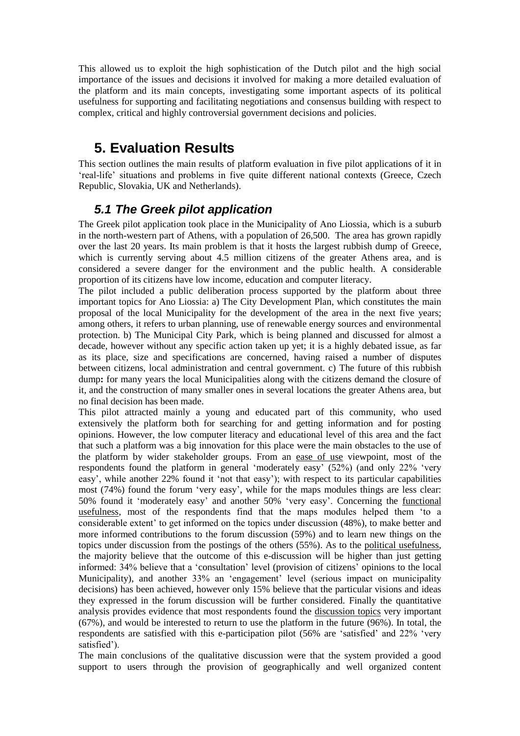This allowed us to exploit the high sophistication of the Dutch pilot and the high social importance of the issues and decisions it involved for making a more detailed evaluation of the platform and its main concepts, investigating some important aspects of its political usefulness for supporting and facilitating negotiations and consensus building with respect to complex, critical and highly controversial government decisions and policies.

# 5. Evaluation Results

This section outlines the main results of platform evaluation in five pilot applications of it in 'real-life' situations and problems in five quite different national contexts (Greece, Czech Republic, Slovakia, UK and Netherlands).

## *5.1 The Greek pilot application*

The Greek pilot application took place in the Municipality of Ano Liossia, which is a suburb in the north-western part of Athens, with a population of 26,500. The area has grown rapidly over the last 20 years. Its main problem is that it hosts the largest rubbish dump of Greece, which is currently serving about 4.5 million citizens of the greater Athens area, and is considered a severe danger for the environment and the public health. A considerable proportion of its citizens have low income, education and computer literacy.

The pilot included a public deliberation process supported by the platform about three important topics for Ano Liossia: a) The City Development Plan, which constitutes the main proposal of the local Municipality for the development of the area in the next five years; among others, it refers to urban planning, use of renewable energy sources and environmental protection. b) The Municipal City Park, which is being planned and discussed for almost a decade, however without any specific action taken up yet; it is a highly debated issue, as far as its place, size and specifications are concerned, having raised a number of disputes between citizens, local administration and central government. c) The future of this rubbish dump**:** for many years the local Municipalities along with the citizens demand the closure of it, and the construction of many smaller ones in several locations the greater Athens area, but no final decision has been made.

This pilot attracted mainly a young and educated part of this community, who used extensively the platform both for searching for and getting information and for posting opinions. However, the low computer literacy and educational level of this area and the fact that such a platform was a big innovation for this place were the main obstacles to the use of the platform by wider stakeholder groups. From an <u>ease of use</u> viewpoint, most of the respondents found the platform in general 'moderately easy' (52%) (and only 22% 'very easy', while another 22% found it 'not that easy'); with respect to its particular capabilities most (74%) found the forum 'very easy', while for the maps modules things are less clear: 50% found it 'moderately easy' and another 50% 'very easy'. Concerning the <u>functional usefulness</u>, most of the respondents find that the maps modules helped them 'to a considerable extent' to get informed on the topics under discussion (48%), to make better and more informed contributions to the forum discussion (59%) and to learn new things on the topics under discussion from the postings of the others (55%). As to the <u>political usefulness</u>, the majority believe that the outcome of this e-discussion will be higher than just getting informed: 34% believe that a 'consultation' level (provision of citizens' opinions to the local Municipality), and another 33% an 'engagement' level (serious impact on municipality decisions) has been achieved, however only 15% believe that the particular visions and ideas they expressed in the forum discussion will be further considered. Finally the quantitative analysis provides evidence that most respondents found the <u>discussion topics</u> very important (67%), and would be interested to return to use the platform in the future (96%). In total, the respondents are satisfied with this e-participation pilot (56% are 'satisfied' and 22% 'very satisfied').

The main conclusions of the qualitative discussion were that the system provided a good support to users through the provision of geographically and well organized content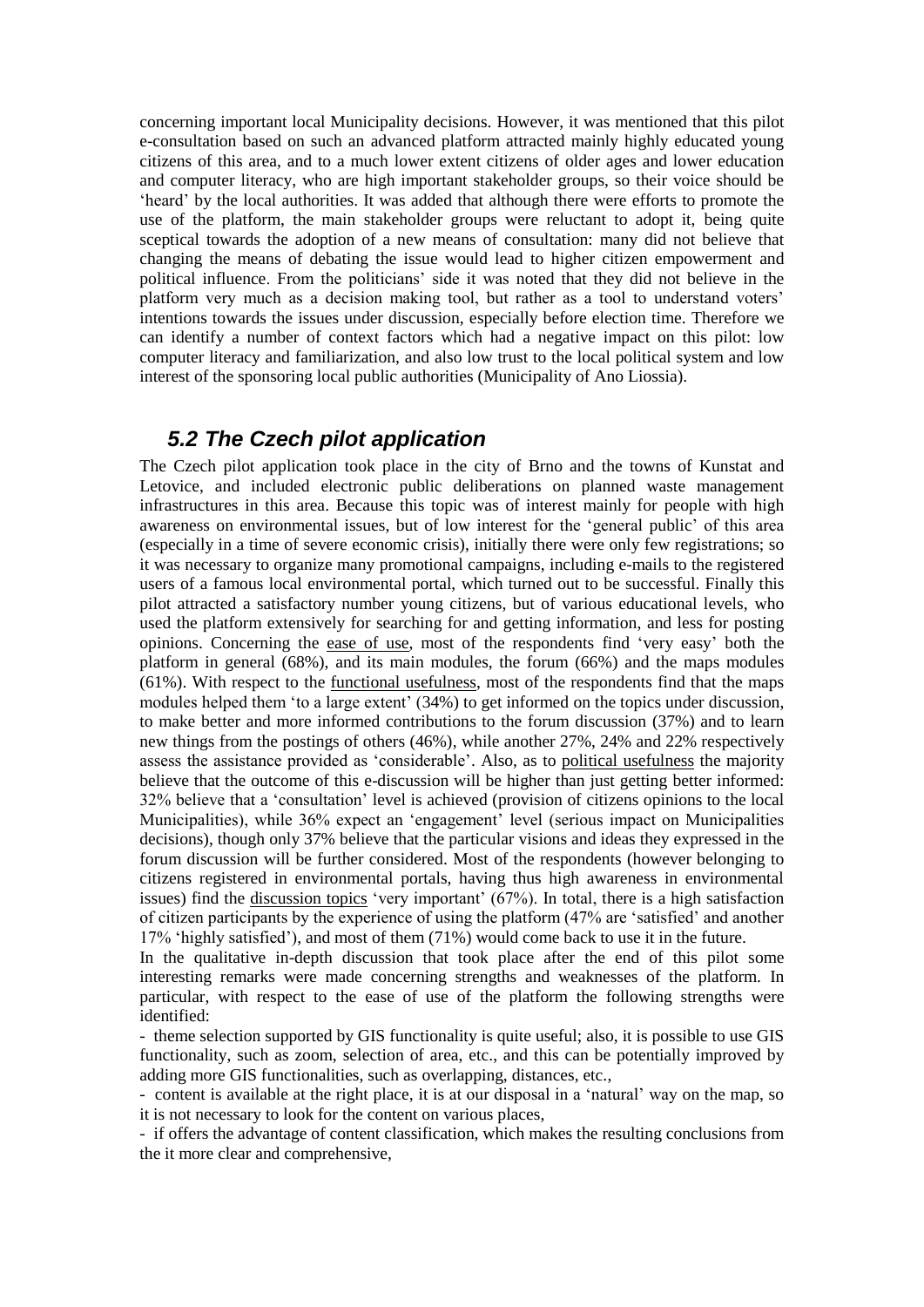concerning important local Municipality decisions. However, it was mentioned that this pilot e-consultation based on such an advanced platform attracted mainly highly educated young citizens of this area, and to a much lower extent citizens of older ages and lower education and computer literacy, who are high important stakeholder groups, so their voice should be 'heard' by the local authorities. It was added that although there were efforts to promote the use of the platform, the main stakeholder groups were reluctant to adopt it, being quite sceptical towards the adoption of a new means of consultation: many did not believe that changing the means of debating the issue would lead to higher citizen empowerment and political influence. From the politicians' side it was noted that they did not believe in the platform very much as a decision making tool, but rather as a tool to understand voters' intentions towards the issues under discussion, especially before election time. Therefore we can identify a number of context factors which had a negative impact on this pilot: low computer literacy and familiarization, and also low trust to the local political system and low interest of the sponsoring local public authorities (Municipality of Ano Liossia).

## *5.2 The Czech pilot application*

The Czech pilot application took place in the city of Brno and the towns of Kunstat and Letovice, and included electronic public deliberations on planned waste management infrastructures in this area. Because this topic was of interest mainly for people with high awareness on environmental issues, but of low interest for the 'general public' of this area (especially in a time of severe economic crisis), initially there were only few registrations; so it was necessary to organize many promotional campaigns, including e-mails to the registered users of a famous local environmental portal, which turned out to be successful. Finally this pilot attracted a satisfactory number young citizens, but of various educational levels, who used the platform extensively for searching for and getting information, and less for posting opinions. Concerning the <u>ease of use</u>, most of the respondents find 'very easy' both the platform in general (68%), and its main modules, the forum (66%) and the maps modules (61%). With respect to the <u>functional usefulness</u>, most of the respondents find that the maps modules helped them 'to a large extent' (34%) to get informed on the topics under discussion, to make better and more informed contributions to the forum discussion (37%) and to learn new things from the postings of others (46%), while another 27%, 24% and 22% respectively assess the assistance provided as 'considerable'. Also, as to <u>political usefulness</u> the majority believe that the outcome of this e-discussion will be higher than just getting better informed: 32% believe that a 'consultation' level is achieved (provision of citizens opinions to the local Municipalities), while 36% expect an 'engagement' level (serious impact on Municipalities decisions), though only 37% believe that the particular visions and ideas they expressed in the forum discussion will be further considered. Most of the respondents (however belonging to citizens registered in environmental portals, having thus high awareness in environmental issues) find the <u>discussion topics</u> 'very important' (67%). In total, there is a high satisfaction of citizen participants by the experience of using the platform (47% are 'satisfied' and another 17% 'highly satisfied'), and most of them (71%) would come back to use it in the future.

In the qualitative in-depth discussion that took place after the end of this pilot some interesting remarks were made concerning strengths and weaknesses of the platform. In particular, with respect to the ease of use of the platform the following strengths were identified:

- theme selection supported by GIS functionality is quite useful; also, it is possible to use GIS functionality, such as zoom, selection of area, etc., and this can be potentially improved by adding more GIS functionalities, such as overlapping, distances, etc.,
- content is available at the right place, it is at our disposal in a 'natural' way on the map, so it is not necessary to look for the content on various places,
- if offers the advantage of content classification, which makes the resulting conclusions from the it more clear and comprehensive,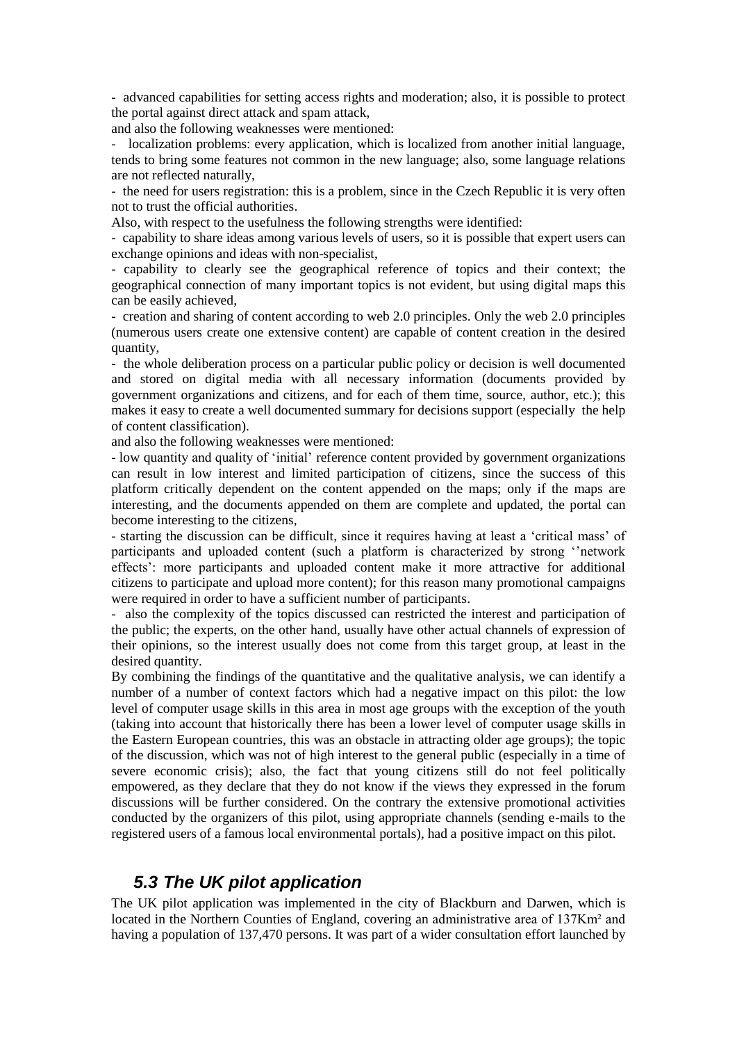- advanced capabilities for setting access rights and moderation; also, it is possible to protect the portal against direct attack and spam attack,

and also the following weaknesses were mentioned:

- localization problems: every application, which is localized from another initial language, tends to bring some features not common in the new language; also, some language relations are not reflected naturally,
- the need for users registration: this is a problem, since in the Czech Republic it is very often not to trust the official authorities.

Also, with respect to the usefulness the following strengths were identified:

- capability to share ideas among various levels of users, so it is possible that expert users can exchange opinions and ideas with non-specialist,
- capability to clearly see the geographical reference of topics and their context; the geographical connection of many important topics is not evident, but using digital maps this can be easily achieved,
- creation and sharing of content according to web 2.0 principles. Only the web 2.0 principles (numerous users create one extensive content) are capable of content creation in the desired quantity,
- the whole deliberation process on a particular public policy or decision is well documented and stored on digital media with all necessary information (documents provided by government organizations and citizens, and for each of them time, source, author, etc.); this makes it easy to create a well documented summary for decisions support (especially the help of content classification).

and also the following weaknesses were mentioned:

- low quantity and quality of 'initial' reference content provided by government organizations can result in low interest and limited participation of citizens, since the success of this platform critically dependent on the content appended on the maps; only if the maps are interesting, and the documents appended on them are complete and updated, the portal can become interesting to the citizens,
- starting the discussion can be difficult, since it requires having at least a 'critical mass' of participants and uploaded content (such a platform is characterized by strong ''network effects': more participants and uploaded content make it more attractive for additional citizens to participate and upload more content); for this reason many promotional campaigns were required in order to have a sufficient number of participants.
- also the complexity of the topics discussed can restricted the interest and participation of the public; the experts, on the other hand, usually have other actual channels of expression of their opinions, so the interest usually does not come from this target group, at least in the desired quantity.

By combining the findings of the quantitative and the qualitative analysis, we can identify a number of a number of context factors which had a negative impact on this pilot: the low level of computer usage skills in this area in most age groups with the exception of the youth (taking into account that historically there has been a lower level of computer usage skills in the Eastern European countries, this was an obstacle in attracting older age groups); the topic of the discussion, which was not of high interest to the general public (especially in a time of severe economic crisis); also, the fact that young citizens still do not feel politically empowered, as they declare that they do not know if the views they expressed in the forum discussions will be further considered. On the contrary the extensive promotional activities conducted by the organizers of this pilot, using appropriate channels (sending e-mails to the registered users of a famous local environmental portals), had a positive impact on this pilot.

## *5.3 The UK pilot application*

The UK pilot application was implemented in the city of Blackburn and Darwen, which is located in the Northern Counties of England, covering an administrative area of 137Km² and having a population of 137,470 persons. It was part of a wider consultation effort launched by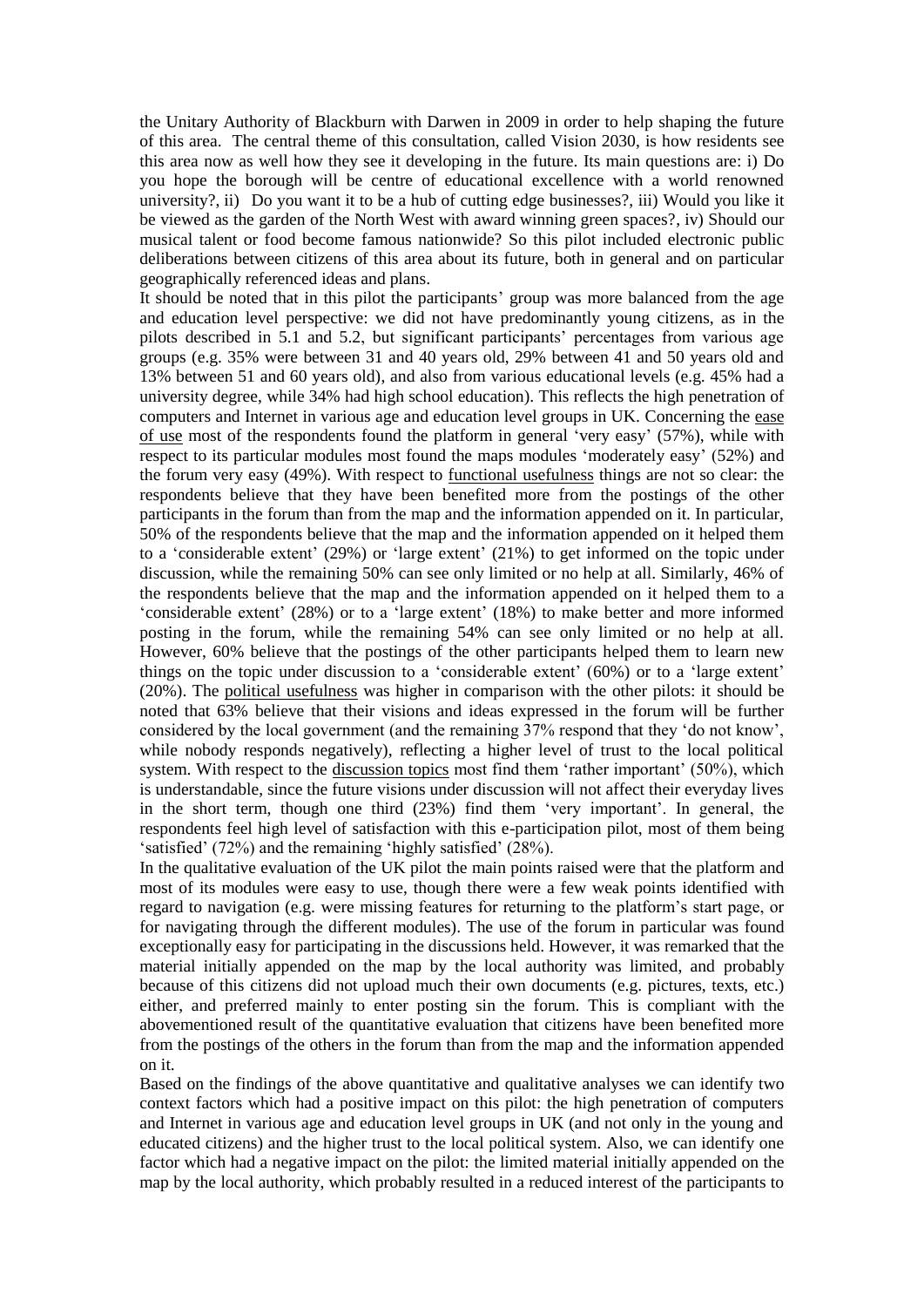the Unitary Authority of Blackburn with Darwen in 2009 in order to help shaping the future of this area. The central theme of this consultation, called Vision 2030, is how residents see this area now as well how they see it developing in the future. Its main questions are: i) Do you hope the borough will be centre of educational excellence with a world renowned university?, ii) Do you want it to be a hub of cutting edge businesses?, iii) Would you like it be viewed as the garden of the North West with award winning green spaces?, iv) Should our musical talent or food become famous nationwide? So this pilot included electronic public deliberations between citizens of this area about its future, both in general and on particular geographically referenced ideas and plans.

It should be noted that in this pilot the participants' group was more balanced from the age and education level perspective: we did not have predominantly young citizens, as in the pilots described in 5.1 and 5.2, but significant participants' percentages from various age groups (e.g. 35% were between 31 and 40 years old, 29% between 41 and 50 years old and 13% between 51 and 60 years old), and also from various educational levels (e.g. 45% had a university degree, while 34% had high school education). This reflects the high penetration of computers and Internet in various age and education level groups in UK. Concerning the <u>ease of use</u> most of the respondents found the platform in general 'very easy' (57%), while with respect to its particular modules most found the maps modules 'moderately easy' (52%) and the forum very easy (49%). With respect to <u>functional usefulness</u> things are not so clear: the respondents believe that they have been benefited more from the postings of the other participants in the forum than from the map and the information appended on it. In particular, 50% of the respondents believe that the map and the information appended on it helped them to a 'considerable extent' (29%) or 'large extent' (21%) to get informed on the topic under discussion, while the remaining 50% can see only limited or no help at all. Similarly, 46% of the respondents believe that the map and the information appended on it helped them to a 'considerable extent' (28%) or to a 'large extent' (18%) to make better and more informed posting in the forum, while the remaining 54% can see only limited or no help at all. However, 60% believe that the postings of the other participants helped them to learn new things on the topic under discussion to a 'considerable extent' (60%) or to a 'large extent' (20%). The <u>political usefulness</u> was higher in comparison with the other pilots: it should be noted that 63% believe that their visions and ideas expressed in the forum will be further considered by the local government (and the remaining 37% respond that they 'do not know', while nobody responds negatively), reflecting a higher level of trust to the local political system. With respect to the <u>discussion topics</u> most find them 'rather important' (50%), which is understandable, since the future visions under discussion will not affect their everyday lives in the short term, though one third (23%) find them 'very important'. In general, the respondents feel high level of satisfaction with this e-participation pilot, most of them being 'satisfied' (72%) and the remaining 'highly satisfied' (28%).

In the qualitative evaluation of the UK pilot the main points raised were that the platform and most of its modules were easy to use, though there were a few weak points identified with regard to navigation (e.g. were missing features for returning to the platform's start page, or for navigating through the different modules). The use of the forum in particular was found exceptionally easy for participating in the discussions held. However, it was remarked that the material initially appended on the map by the local authority was limited, and probably because of this citizens did not upload much their own documents (e.g. pictures, texts, etc.) either, and preferred mainly to enter posting sin the forum. This is compliant with the abovementioned result of the quantitative evaluation that citizens have been benefited more from the postings of the others in the forum than from the map and the information appended on it.

Based on the findings of the above quantitative and qualitative analyses we can identify two context factors which had a positive impact on this pilot: the high penetration of computers and Internet in various age and education level groups in UK (and not only in the young and educated citizens) and the higher trust to the local political system. Also, we can identify one factor which had a negative impact on the pilot: the limited material initially appended on the map by the local authority, which probably resulted in a reduced interest of the participants to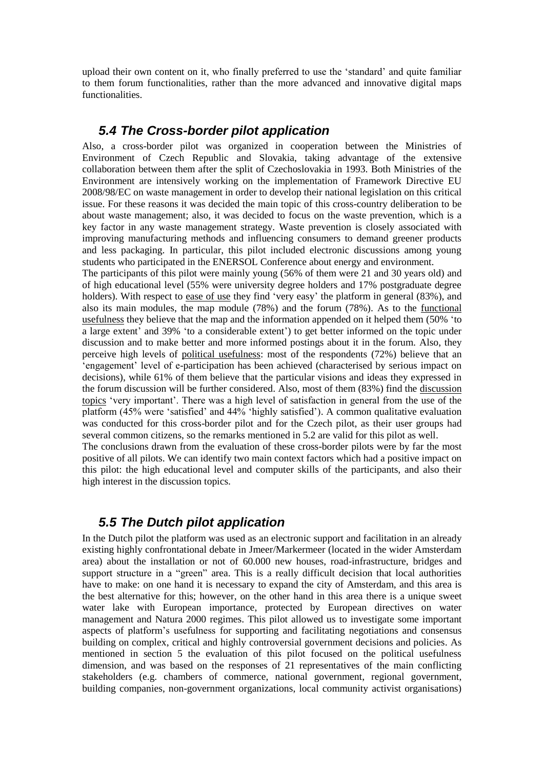upload their own content on it, who finally preferred to use the 'standard' and quite familiar to them forum functionalities, rather than the more advanced and innovative digital maps functionalities.

## *5.4 The Cross-border pilot application*

Also, a cross-border pilot was organized in cooperation between the Ministries of Environment of Czech Republic and Slovakia, taking advantage of the extensive collaboration between them after the split of Czechoslovakia in 1993. Both Ministries of the Environment are intensively working on the implementation of Framework Directive EU 2008/98/EC on waste management in order to develop their national legislation on this critical issue. For these reasons it was decided the main topic of this cross-country deliberation to be about waste management; also, it was decided to focus on the waste prevention, which is a key factor in any waste management strategy. Waste prevention is closely associated with improving manufacturing methods and influencing consumers to demand greener products and less packaging. In particular, this pilot included electronic discussions among young students who participated in the ENERSOL Conference about energy and environment.

The participants of this pilot were mainly young (56% of them were 21 and 30 years old) and of high educational level (55% were university degree holders and 17% postgraduate degree holders). With respect to ease of use they find 'very easy' the platform in general (83%), and also its main modules, the map module (78%) and the forum (78%). As to the functional usefulness they believe that the map and the information appended on it helped them (50% 'to a large extent' and 39% 'to a considerable extent') to get better informed on the topic under discussion and to make better and more informed postings about it in the forum. Also, they perceive high levels of political usefulness: most of the respondents (72%) believe that an 'engagement' level of e-participation has been achieved (characterised by serious impact on decisions), while 61% of them believe that the particular visions and ideas they expressed in the forum discussion will be further considered. Also, most of them (83%) find the discussion topics 'very important'. There was a high level of satisfaction in general from the use of the platform (45% were 'satisfied' and 44% 'highly satisfied'). A common qualitative evaluation was conducted for this cross-border pilot and for the Czech pilot, as their user groups had several common citizens, so the remarks mentioned in 5.2 are valid for this pilot as well.

The conclusions drawn from the evaluation of these cross-border pilots were by far the most positive of all pilots. We can identify two main context factors which had a positive impact on this pilot: the high educational level and computer skills of the participants, and also their high interest in the discussion topics.

## *5.5 The Dutch pilot application*

In the Dutch pilot the platform was used as an electronic support and facilitation in an already existing highly confrontational debate in Jmeer/Markermeer (located in the wider Amsterdam area) about the installation or not of 60.000 new houses, road-infrastructure, bridges and support structure in a "green" area. This is a really difficult decision that local authorities have to make: on one hand it is necessary to expand the city of Amsterdam, and this area is the best alternative for this; however, on the other hand in this area there is a unique sweet water lake with European importance, protected by European directives on water management and Natura 2000 regimes. This pilot allowed us to investigate some important aspects of platform's usefulness for supporting and facilitating negotiations and consensus building on complex, critical and highly controversial government decisions and policies. As mentioned in section 5 the evaluation of this pilot focused on the political usefulness dimension, and was based on the responses of 21 representatives of the main conflicting stakeholders (e.g. chambers of commerce, national government, regional government, building companies, non-government organizations, local community activist organisations)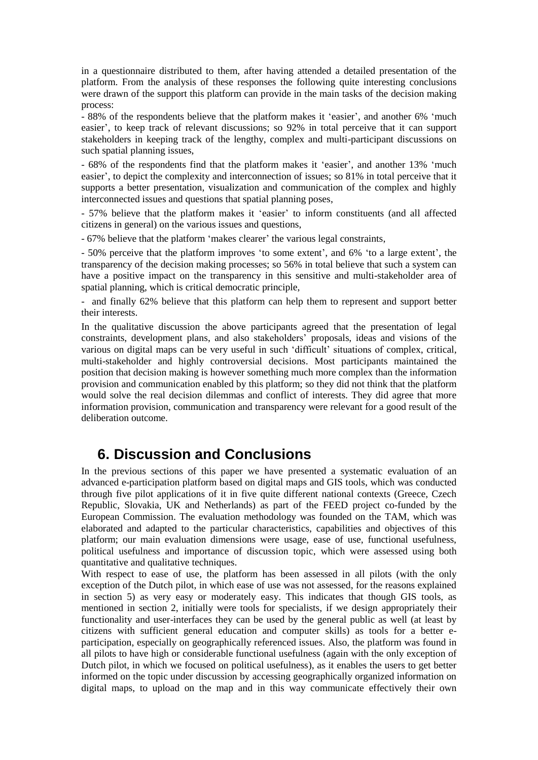in a questionnaire distributed to them, after having attended a detailed presentation of the platform. From the analysis of these responses the following quite interesting conclusions were drawn of the support this platform can provide in the main tasks of the decision making process:

- 88% of the respondents believe that the platform makes it 'easier', and another 6% 'much easier', to keep track of relevant discussions; so 92% in total perceive that it can support stakeholders in keeping track of the lengthy, complex and multi-participant discussions on such spatial planning issues,
- 68% of the respondents find that the platform makes it 'easier', and another 13% 'much easier', to depict the complexity and interconnection of issues; so 81% in total perceive that it supports a better presentation, visualization and communication of the complex and highly interconnected issues and questions that spatial planning poses,
- 57% believe that the platform makes it 'easier' to inform constituents (and all affected citizens in general) on the various issues and questions,
- 67% believe that the platform 'makes clearer' the various legal constraints,
- 50% perceive that the platform improves 'to some extent', and 6% 'to a large extent', the transparency of the decision making processes; so 56% in total believe that such a system can have a positive impact on the transparency in this sensitive and multi-stakeholder area of spatial planning, which is critical democratic principle,
- and finally 62% believe that this platform can help them to represent and support better their interests.

In the qualitative discussion the above participants agreed that the presentation of legal constraints, development plans, and also stakeholders' proposals, ideas and visions of the various on digital maps can be very useful in such 'difficult' situations of complex, critical, multi-stakeholder and highly controversial decisions. Most participants maintained the position that decision making is however something much more complex than the information provision and communication enabled by this platform; so they did not think that the platform would solve the real decision dilemmas and conflict of interests. They did agree that more information provision, communication and transparency were relevant for a good result of the deliberation outcome.

# 6. Discussion and Conclusions

In the previous sections of this paper we have presented a systematic evaluation of an advanced e-participation platform based on digital maps and GIS tools, which was conducted through five pilot applications of it in five quite different national contexts (Greece, Czech Republic, Slovakia, UK and Netherlands) as part of the FEED project co-funded by the European Commission. The evaluation methodology was founded on the TAM, which was elaborated and adapted to the particular characteristics, capabilities and objectives of this platform; our main evaluation dimensions were usage, ease of use, functional usefulness, political usefulness and importance of discussion topic, which were assessed using both quantitative and qualitative techniques.

With respect to ease of use, the platform has been assessed in all pilots (with the only exception of the Dutch pilot, in which ease of use was not assessed, for the reasons explained in section 5) as very easy or moderately easy. This indicates that though GIS tools, as mentioned in section 2, initially were tools for specialists, if we design appropriately their functionality and user-interfaces they can be used by the general public as well (at least by citizens with sufficient general education and computer skills) as tools for a better e-participation, especially on geographically referenced issues. Also, the platform was found in all pilots to have high or considerable functional usefulness (again with the only exception of Dutch pilot, in which we focused on political usefulness), as it enables the users to get better informed on the topic under discussion by accessing geographically organized information on digital maps, to upload on the map and in this way communicate effectively their own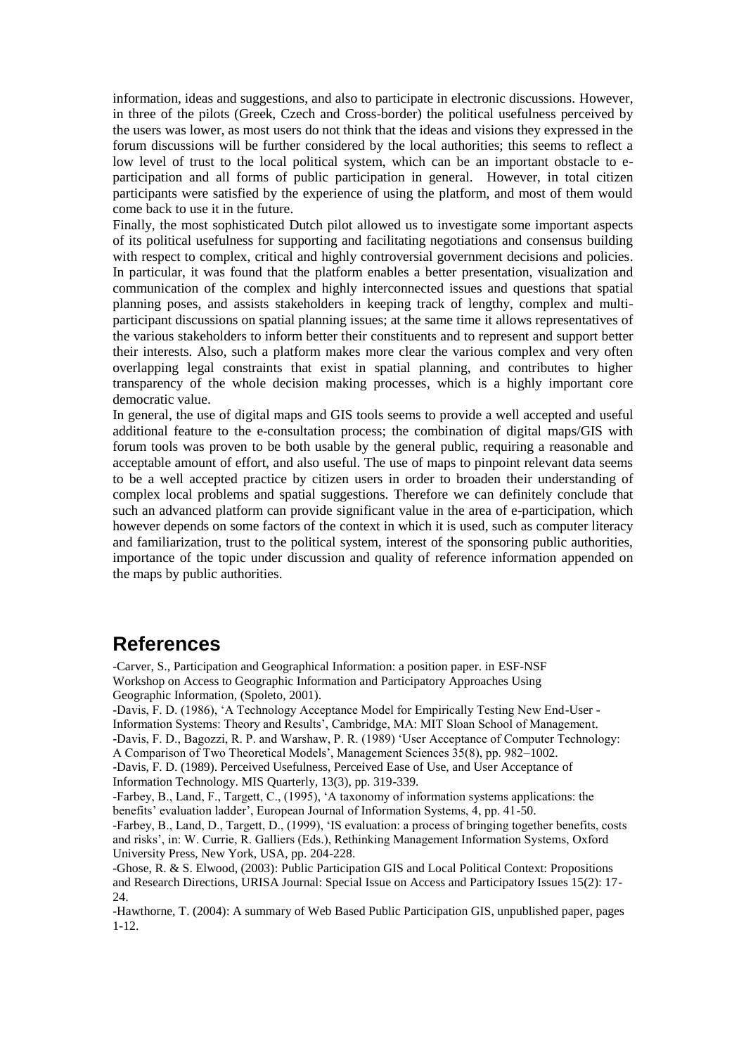information, ideas and suggestions, and also to participate in electronic discussions. However, in three of the pilots (Greek, Czech and Cross-border) the political usefulness perceived by the users was lower, as most users do not think that the ideas and visions they expressed in the forum discussions will be further considered by the local authorities; this seems to reflect a low level of trust to the local political system, which can be an important obstacle to e-participation and all forms of public participation in general. However, in total citizen participants were satisfied by the experience of using the platform, and most of them would come back to use it in the future.

Finally, the most sophisticated Dutch pilot allowed us to investigate some important aspects of its political usefulness for supporting and facilitating negotiations and consensus building with respect to complex, critical and highly controversial government decisions and policies. In particular, it was found that the platform enables a better presentation, visualization and communication of the complex and highly interconnected issues and questions that spatial planning poses, and assists stakeholders in keeping track of lengthy, complex and multi-participant discussions on spatial planning issues; at the same time it allows representatives of the various stakeholders to inform better their constituents and to represent and support better their interests. Also, such a platform makes more clear the various complex and very often overlapping legal constraints that exist in spatial planning, and contributes to higher transparency of the whole decision making processes, which is a highly important core democratic value.

In general, the use of digital maps and GIS tools seems to provide a well accepted and useful additional feature to the e-consultation process; the combination of digital maps/GIS with forum tools was proven to be both usable by the general public, requiring a reasonable and acceptable amount of effort, and also useful. The use of maps to pinpoint relevant data seems to be a well accepted practice by citizen users in order to broaden their understanding of complex local problems and spatial suggestions. Therefore we can definitely conclude that such an advanced platform can provide significant value in the area of e-participation, which however depends on some factors of the context in which it is used, such as computer literacy and familiarization, trust to the political system, interest of the sponsoring public authorities, importance of the topic under discussion and quality of reference information appended on the maps by public authorities.

# References

-Carver, S., Participation and Geographical Information: a position paper. in ESF-NSF Workshop on Access to Geographic Information and Participatory Approaches Using Geographic Information, (Spoleto, 2001).

-Davis, F. D. (1986), 'A Technology Acceptance Model for Empirically Testing New End-User - Information Systems: Theory and Results', Cambridge, MA: MIT Sloan School of Management.

-Davis, F. D., Bagozzi, R. P. and Warshaw, P. R. (1989) 'User Acceptance of Computer Technology: A Comparison of Two Theoretical Models', Management Sciences 35(8), pp. 982–1002.

-Davis, F. D. (1989). Perceived Usefulness, Perceived Ease of Use, and User Acceptance of Information Technology. MIS Quarterly, 13(3), pp. 319-339.

-Farbey, B., Land, F., Targett, C., (1995), 'A taxonomy of information systems applications: the benefits' evaluation ladder', European Journal of Information Systems, 4, pp. 41-50.

-Farbey, B., Land, D., Targett, D., (1999), 'IS evaluation: a process of bringing together benefits, costs and risks', in: W. Currie, R. Galliers (Eds.), Rethinking Management Information Systems, Oxford University Press, New York, USA, pp. 204-228.

-Ghose, R. & S. Elwood, (2003): Public Participation GIS and Local Political Context: Propositions and Research Directions, URISA Journal: Special Issue on Access and Participatory Issues 15(2): 17-24.

-Hawthorne, T. (2004): A summary of Web Based Public Participation GIS, unpublished paper, pages 1-12.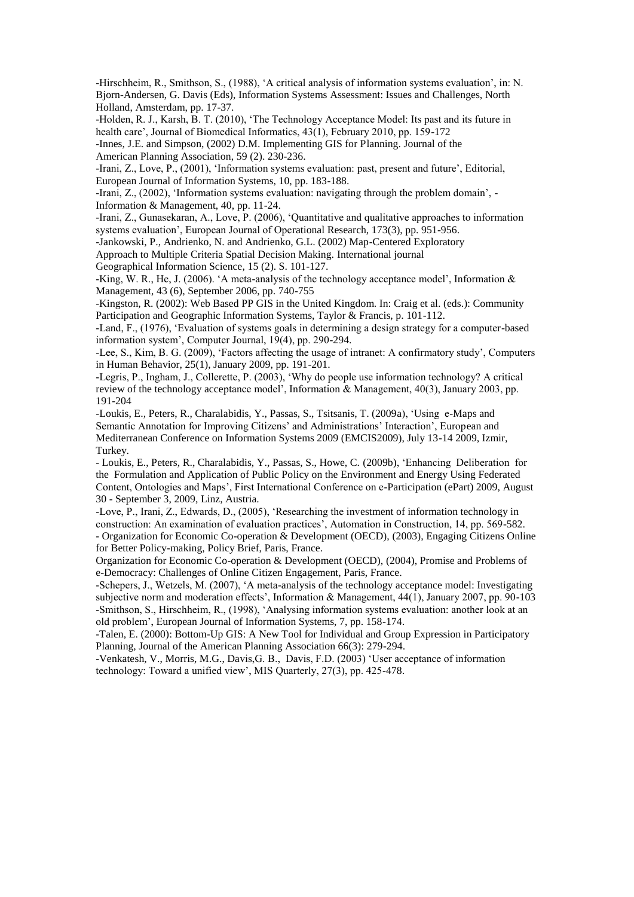-Hirschheim, R., Smithson, S., (1988), 'A critical analysis of information systems evaluation', in: N. Bjorn-Andersen, G. Davis (Eds), Information Systems Assessment: Issues and Challenges, North Holland, Amsterdam, pp. 17-37.

-Holden, R. J., Karsh, B. T. (2010), 'The Technology Acceptance Model: Its past and its future in health care', Journal of Biomedical Informatics, 43(1), February 2010, pp. 159-172

-Innes, J.E. and Simpson, (2002) D.M. Implementing GIS for Planning. Journal of the American Planning Association, 59 (2). 230-236.

-Irani, Z., Love, P., (2001), 'Information systems evaluation: past, present and future', Editorial, European Journal of Information Systems, 10, pp. 183-188.

-Irani, Z., (2002), 'Information systems evaluation: navigating through the problem domain', - Information & Management, 40, pp. 11-24.

-Irani, Z., Gunasekaran, A., Love, P. (2006), 'Quantitative and qualitative approaches to information systems evaluation', European Journal of Operational Research, 173(3), pp. 951-956.

-Jankowski, P., Andrienko, N. and Andrienko, G.L. (2002) Map-Centered Exploratory Approach to Multiple Criteria Spatial Decision Making. International journal Geographical Information Science, 15 (2). S. 101-127.

-King, W. R., He, J. (2006). 'A meta-analysis of the technology acceptance model', Information & Management, 43 (6), September 2006, pp. 740-755

-Kingston, R. (2002): Web Based PP GIS in the United Kingdom. In: Craig et al. (eds.): Community Participation and Geographic Information Systems, Taylor & Francis, p. 101-112.

-Land, F., (1976), 'Evaluation of systems goals in determining a design strategy for a computer-based information system', Computer Journal, 19(4), pp. 290-294.

-Lee, S., Kim, B. G. (2009), 'Factors affecting the usage of intranet: A confirmatory study', Computers in Human Behavior, 25(1), January 2009, pp. 191-201.

-Legris, P., Ingham, J., Collerette, P. (2003), 'Why do people use information technology? A critical review of the technology acceptance model', Information & Management, 40(3), January 2003, pp. 191-204

-Loukis, E., Peters, R., Charalabidis, Y., Passas, S., Tsitsanis, T. (2009a), 'Using e-Maps and Semantic Annotation for Improving Citizens' and Administrations' Interaction', European and Mediterranean Conference on Information Systems 2009 (EMCIS2009), July 13-14 2009, Izmir, Turkey.

- Loukis, E., Peters, R., Charalabidis, Y., Passas, S., Howe, C. (2009b), 'Enhancing Deliberation for the Formulation and Application of Public Policy on the Environment and Energy Using Federated Content, Ontologies and Maps', First International Conference on e-Participation (ePart) 2009, August 30 - September 3, 2009, Linz, Austria.

-Love, P., Irani, Z., Edwards, D., (2005), 'Researching the investment of information technology in construction: An examination of evaluation practices', Automation in Construction, 14, pp. 569-582.

- Organization for Economic Co-operation & Development (OECD), (2003), Engaging Citizens Online for Better Policy-making, Policy Brief, Paris, France.

Organization for Economic Co-operation & Development (OECD), (2004), Promise and Problems of e-Democracy: Challenges of Online Citizen Engagement, Paris, France.

-Schepers, J., Wetzels, M. (2007), 'A meta-analysis of the technology acceptance model: Investigating subjective norm and moderation effects', Information & Management, 44(1), January 2007, pp. 90-103

-Smithson, S., Hirschheim, R., (1998), 'Analysing information systems evaluation: another look at an old problem', European Journal of Information Systems, 7, pp. 158-174.

-Talen, E. (2000): Bottom-Up GIS: A New Tool for Individual and Group Expression in Participatory Planning, Journal of the American Planning Association 66(3): 279-294.

-Venkatesh, V., Morris, M.G., Davis,G. B., Davis, F.D. (2003) 'User acceptance of information technology: Toward a unified view', MIS Quarterly, 27(3), pp. 425-478.